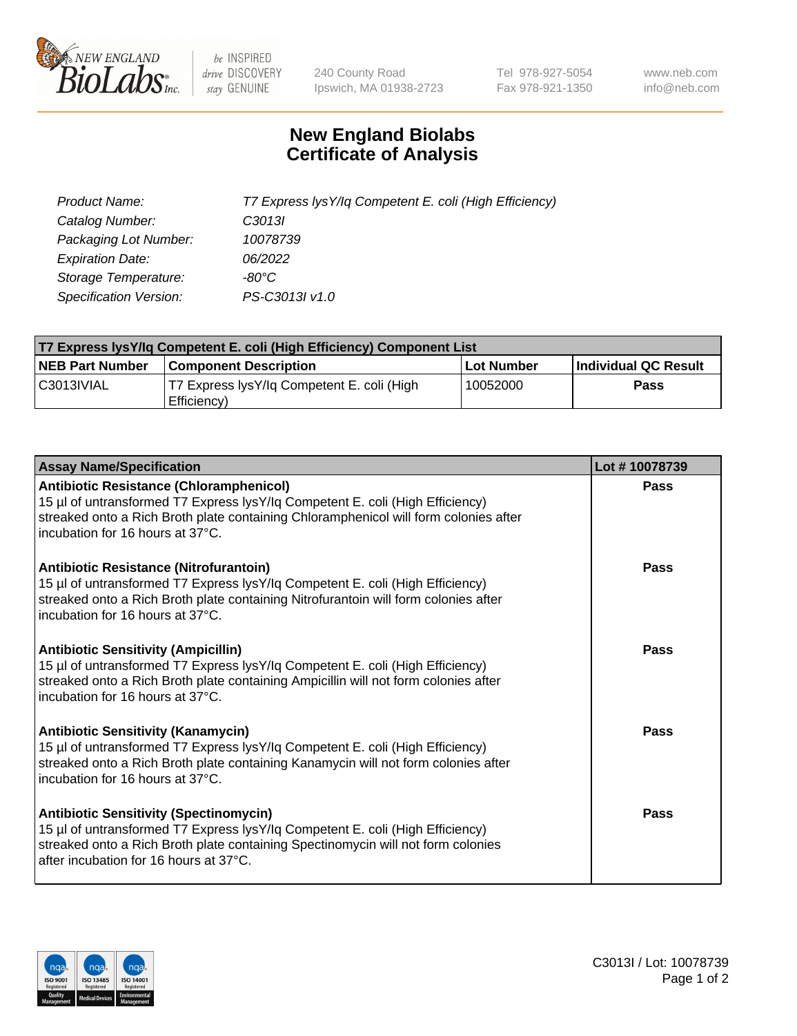NEW ENGLAND BioLabs Inc. — be INSPIRED drive DISCOVERY stay GENUINE

240 County Road
Ipswich, MA 01938-2723

Tel 978-927-5054
Fax 978-921-1350

www.neb.com
info@neb.com

# New England Biolabs
# Certificate of Analysis

| | |
|---|---|
| *Product Name:* | *T7 Express lysY/Iq Competent E. coli (High Efficiency)* |
| *Catalog Number:* | *C3013I* |
| *Packaging Lot Number:* | *10078739* |
| *Expiration Date:* | *06/2022* |
| *Storage Temperature:* | *-80°C* |
| *Specification Version:* | *PS-C3013I v1.0* |

| T7 Express lysY/Iq Competent E. coli (High Efficiency) Component List | | | |
|---|---|---|---|
| **NEB Part Number** | **Component Description** | **Lot Number** | **Individual QC Result** |
| C3013IVIAL | T7 Express lysY/Iq Competent E. coli (High Efficiency) | 10052000 | **Pass** |

| Assay Name/Specification | Lot # 10078739 |
|---|---|
| **Antibiotic Resistance (Chloramphenicol)**<br>15 µl of untransformed T7 Express lysY/Iq Competent E. coli (High Efficiency) streaked onto a Rich Broth plate containing Chloramphenicol will form colonies after incubation for 16 hours at 37°C. | **Pass** |
| **Antibiotic Resistance (Nitrofurantoin)**<br>15 µl of untransformed T7 Express lysY/Iq Competent E. coli (High Efficiency) streaked onto a Rich Broth plate containing Nitrofurantoin will form colonies after incubation for 16 hours at 37°C. | **Pass** |
| **Antibiotic Sensitivity (Ampicillin)**<br>15 µl of untransformed T7 Express lysY/Iq Competent E. coli (High Efficiency) streaked onto a Rich Broth plate containing Ampicillin will not form colonies after incubation for 16 hours at 37°C. | **Pass** |
| **Antibiotic Sensitivity (Kanamycin)**<br>15 µl of untransformed T7 Express lysY/Iq Competent E. coli (High Efficiency) streaked onto a Rich Broth plate containing Kanamycin will not form colonies after incubation for 16 hours at 37°C. | **Pass** |
| **Antibiotic Sensitivity (Spectinomycin)**<br>15 µl of untransformed T7 Express lysY/Iq Competent E. coli (High Efficiency) streaked onto a Rich Broth plate containing Spectinomycin will not form colonies after incubation for 16 hours at 37°C. | **Pass** |

ISO 9001 Registered Quality Management | ISO 13485 Registered Medical Devices | ISO 14001 Registered Environmental Management

C3013I / Lot: 10078739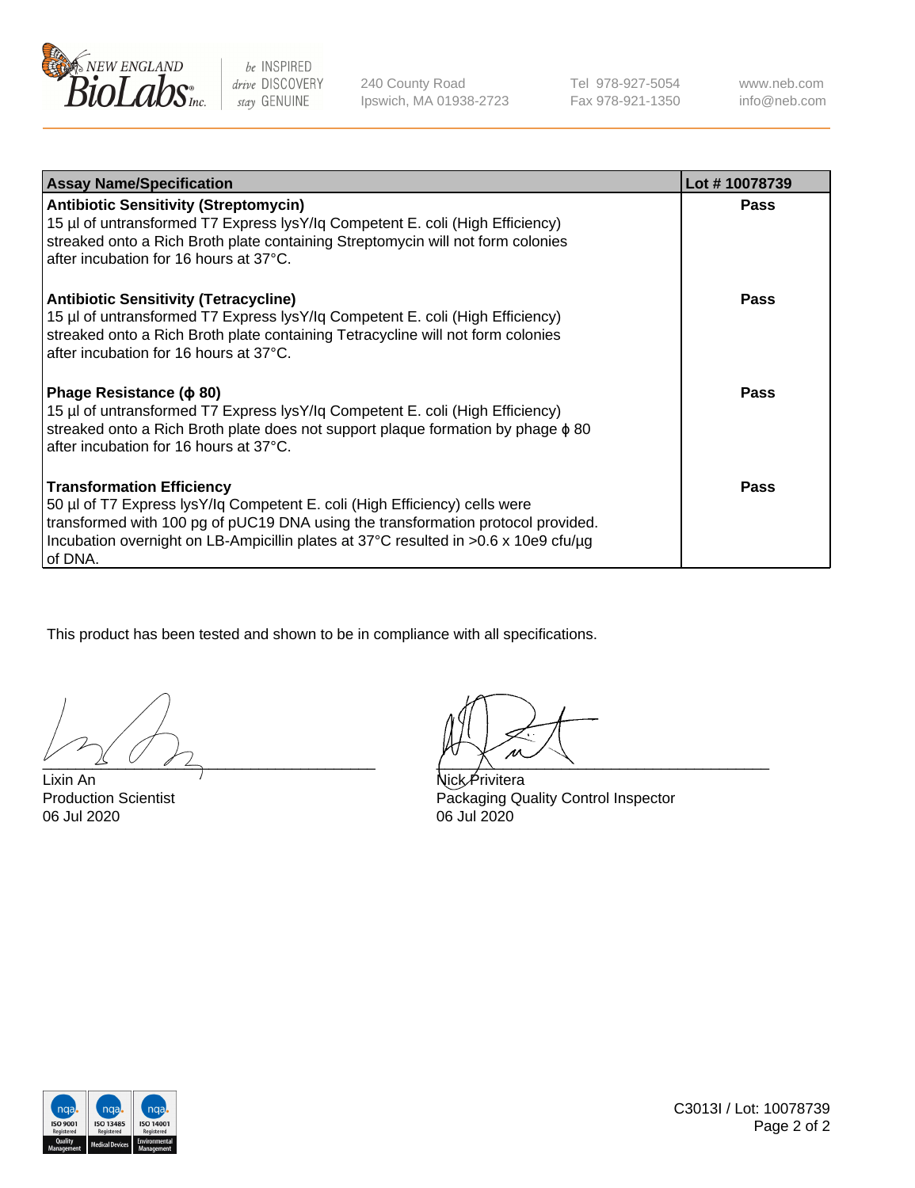240 County Road
Ipswich, MA 01938-2723

Tel 978-927-5054
Fax 978-921-1350

www.neb.com
info@neb.com

| Assay Name/Specification | Lot # 10078739 |
|---|---|
| **Antibiotic Sensitivity (Streptomycin)**<br>15 µl of untransformed T7 Express lysY/Iq Competent E. coli (High Efficiency) streaked onto a Rich Broth plate containing Streptomycin will not form colonies after incubation for 16 hours at 37°C. | **Pass** |
| **Antibiotic Sensitivity (Tetracycline)**<br>15 µl of untransformed T7 Express lysY/Iq Competent E. coli (High Efficiency) streaked onto a Rich Broth plate containing Tetracycline will not form colonies after incubation for 16 hours at 37°C. | **Pass** |
| **Phage Resistance (ϕ 80)**<br>15 µl of untransformed T7 Express lysY/Iq Competent E. coli (High Efficiency) streaked onto a Rich Broth plate does not support plaque formation by phage ϕ 80 after incubation for 16 hours at 37°C. | **Pass** |
| **Transformation Efficiency**<br>50 µl of T7 Express lysY/Iq Competent E. coli (High Efficiency) cells were transformed with 100 pg of pUC19 DNA using the transformation protocol provided. Incubation overnight on LB-Ampicillin plates at 37°C resulted in >0.6 x 10e9 cfu/µg of DNA. | **Pass** |

This product has been tested and shown to be in compliance with all specifications.

Lixin An
Production Scientist
06 Jul 2020

Nick Privitera
Packaging Quality Control Inspector
06 Jul 2020

C3013I / Lot: 10078739